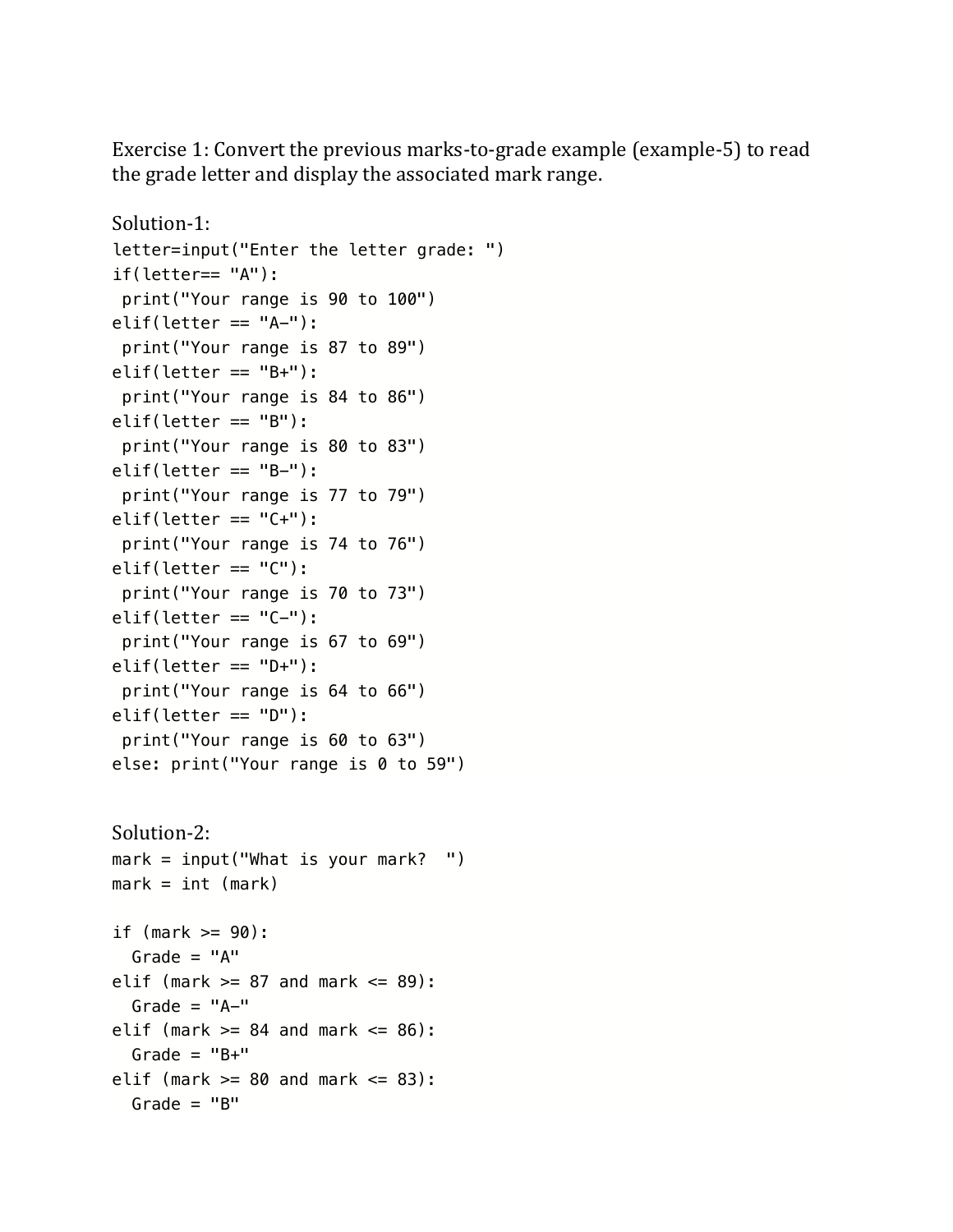Exercise 1: Convert the previous marks-to-grade example (example-5) to read the grade letter and display the associated mark range.

Solution-1:

```
letter=input("Enter the letter grade: ")
if(letter== "A"):
 print("Your range is 90 to 100")
elif(letter == "A-"):
 print("Your range is 87 to 89")
elif(letter == "B+"):
 print("Your range is 84 to 86")
elif(letter == "B"):
 print("Your range is 80 to 83")
elif(letter == "B-"):
 print("Your range is 77 to 79")
elif(letter == "C+"):
 print("Your range is 74 to 76")
elif(letter == "C"):
 print("Your range is 70 to 73")
elif(letter == "C-"):
 print("Your range is 67 to 69")
elif(letter == "D+"):
 print("Your range is 64 to 66")
elif(letter == "D"):
 print("Your range is 60 to 63")
else: print("Your range is 0 to 59")
```

Solution-2:

```
mark = input("What is your mark?  ")
mark = int (mark)

if (mark >= 90):
  Grade = "A"
elif (mark >= 87 and mark <= 89):
  Grade = "A-"
elif (mark >= 84 and mark <= 86):
  Grade = "B+"
elif (mark >= 80 and mark <= 83):
  Grade = "B"
```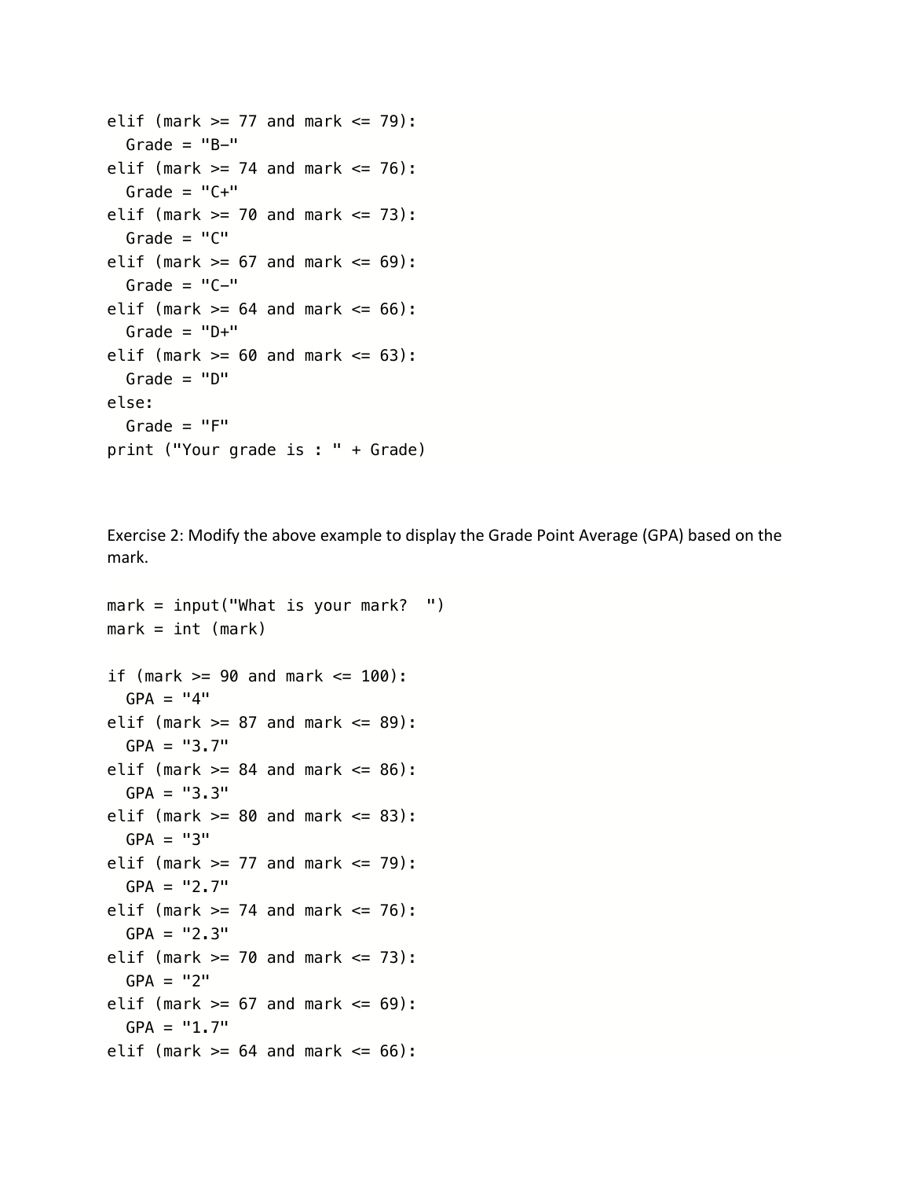```
elif (mark >= 77 and mark <= 79):
  Grade = "B-"
elif (mark >= 74 and mark <= 76):
  Grade = "C+"
elif (mark >= 70 and mark <= 73):
  Grade = "C"
elif (mark >= 67 and mark <= 69):
  Grade = "C-"
elif (mark >= 64 and mark <= 66):
  Grade = "D+"
elif (mark >= 60 and mark <= 63):
  Grade = "D"
else:
  Grade = "F"
print ("Your grade is : " + Grade)
```

Exercise 2: Modify the above example to display the Grade Point Average (GPA) based on the mark.

```
mark = input("What is your mark?  ")
mark = int (mark)

if (mark >= 90 and mark <= 100):
  GPA = "4"
elif (mark >= 87 and mark <= 89):
  GPA = "3.7"
elif (mark >= 84 and mark <= 86):
  GPA = "3.3"
elif (mark >= 80 and mark <= 83):
  GPA = "3"
elif (mark >= 77 and mark <= 79):
  GPA = "2.7"
elif (mark >= 74 and mark <= 76):
  GPA = "2.3"
elif (mark >= 70 and mark <= 73):
  GPA = "2"
elif (mark >= 67 and mark <= 69):
  GPA = "1.7"
elif (mark >= 64 and mark <= 66):
```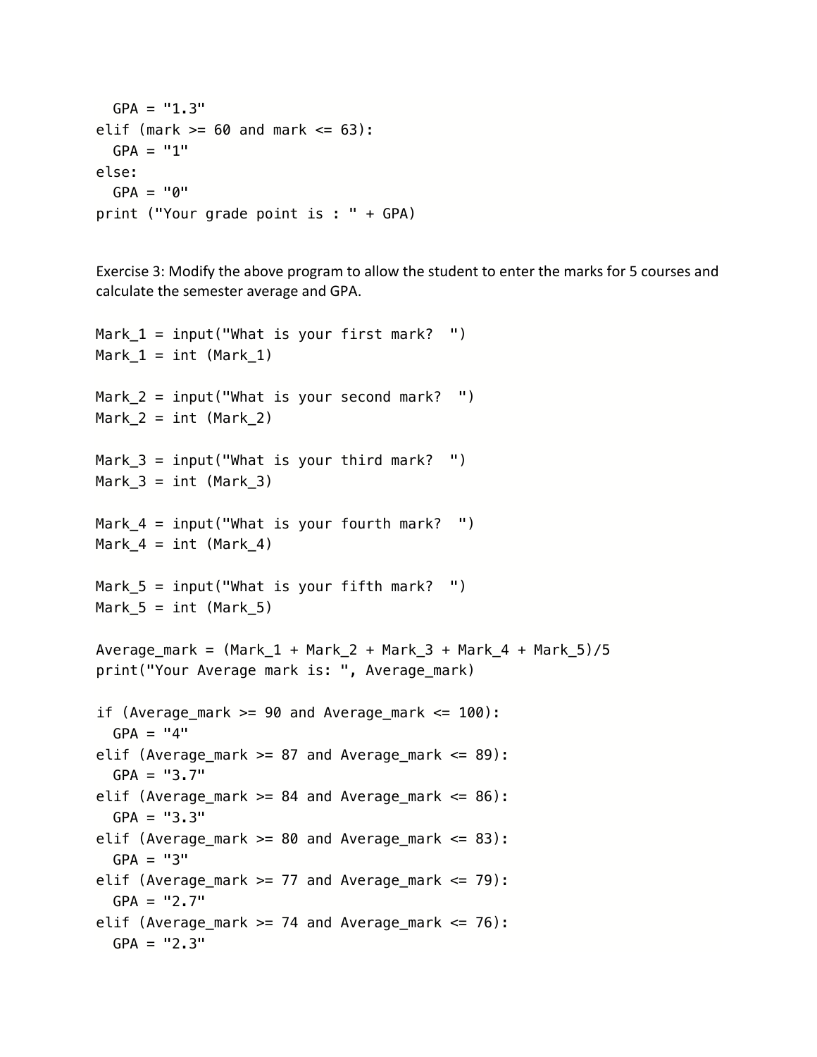```
  GPA = "1.3"
elif (mark >= 60 and mark <= 63):
  GPA = "1"
else:
  GPA = "0"
print ("Your grade point is : " + GPA)
```

Exercise 3: Modify the above program to allow the student to enter the marks for 5 courses and calculate the semester average and GPA.

```
Mark_1 = input("What is your first mark?  ")
Mark_1 = int (Mark_1)

Mark_2 = input("What is your second mark?  ")
Mark_2 = int (Mark_2)

Mark_3 = input("What is your third mark?  ")
Mark_3 = int (Mark_3)

Mark_4 = input("What is your fourth mark?  ")
Mark_4 = int (Mark_4)

Mark_5 = input("What is your fifth mark?  ")
Mark_5 = int (Mark_5)

Average_mark = (Mark_1 + Mark_2 + Mark_3 + Mark_4 + Mark_5)/5
print("Your Average mark is: ", Average_mark)

if (Average_mark >= 90 and Average_mark <= 100):
  GPA = "4"
elif (Average_mark >= 87 and Average_mark <= 89):
  GPA = "3.7"
elif (Average_mark >= 84 and Average_mark <= 86):
  GPA = "3.3"
elif (Average_mark >= 80 and Average_mark <= 83):
  GPA = "3"
elif (Average_mark >= 77 and Average_mark <= 79):
  GPA = "2.7"
elif (Average_mark >= 74 and Average_mark <= 76):
  GPA = "2.3"
```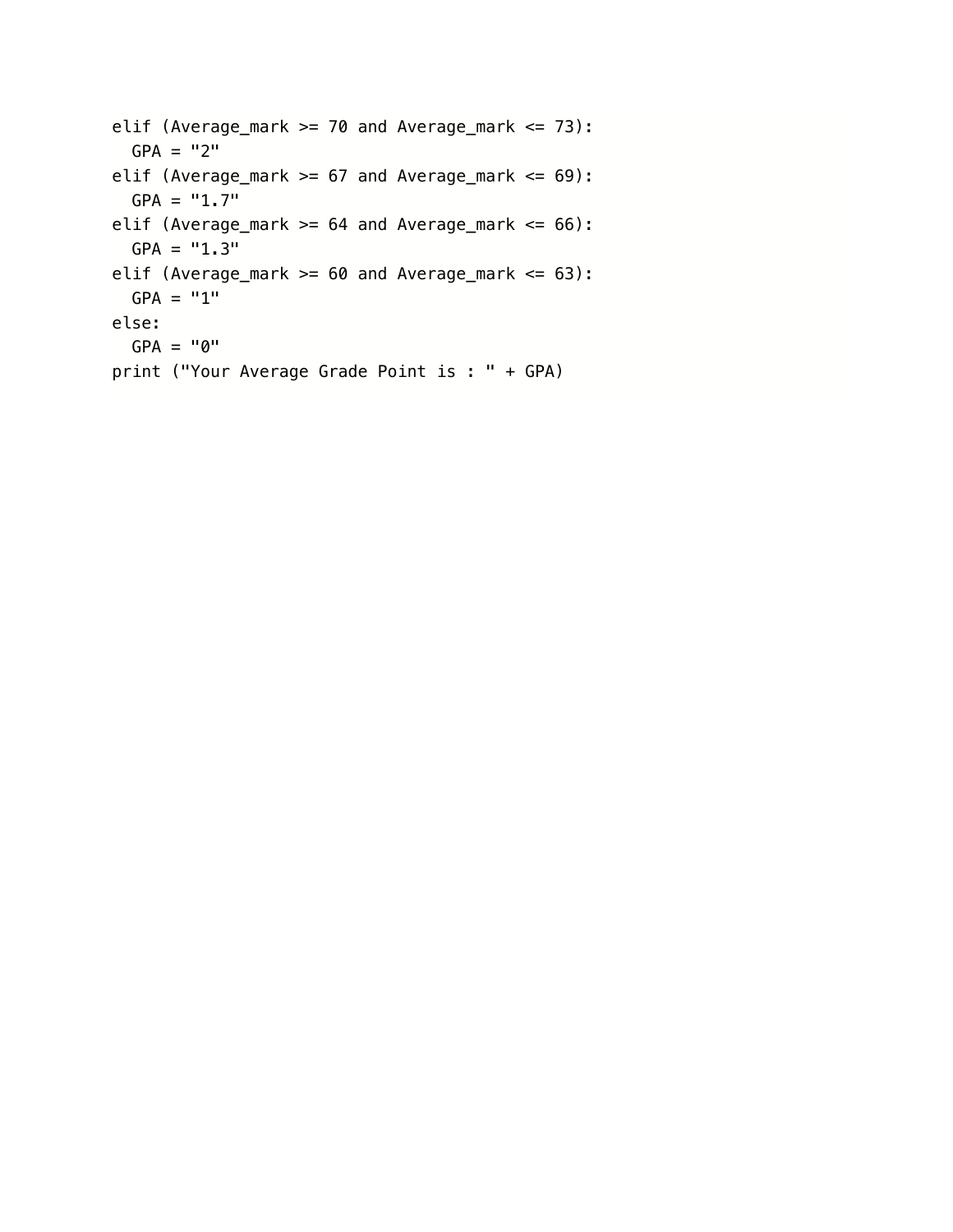```
elif (Average_mark >= 70 and Average_mark <= 73):
  GPA = "2"
elif (Average_mark >= 67 and Average_mark <= 69):
  GPA = "1.7"
elif (Average_mark >= 64 and Average_mark <= 66):
  GPA = "1.3"
elif (Average_mark >= 60 and Average_mark <= 63):
  GPA = "1"
else:
  GPA = "0"
print ("Your Average Grade Point is : " + GPA)
```